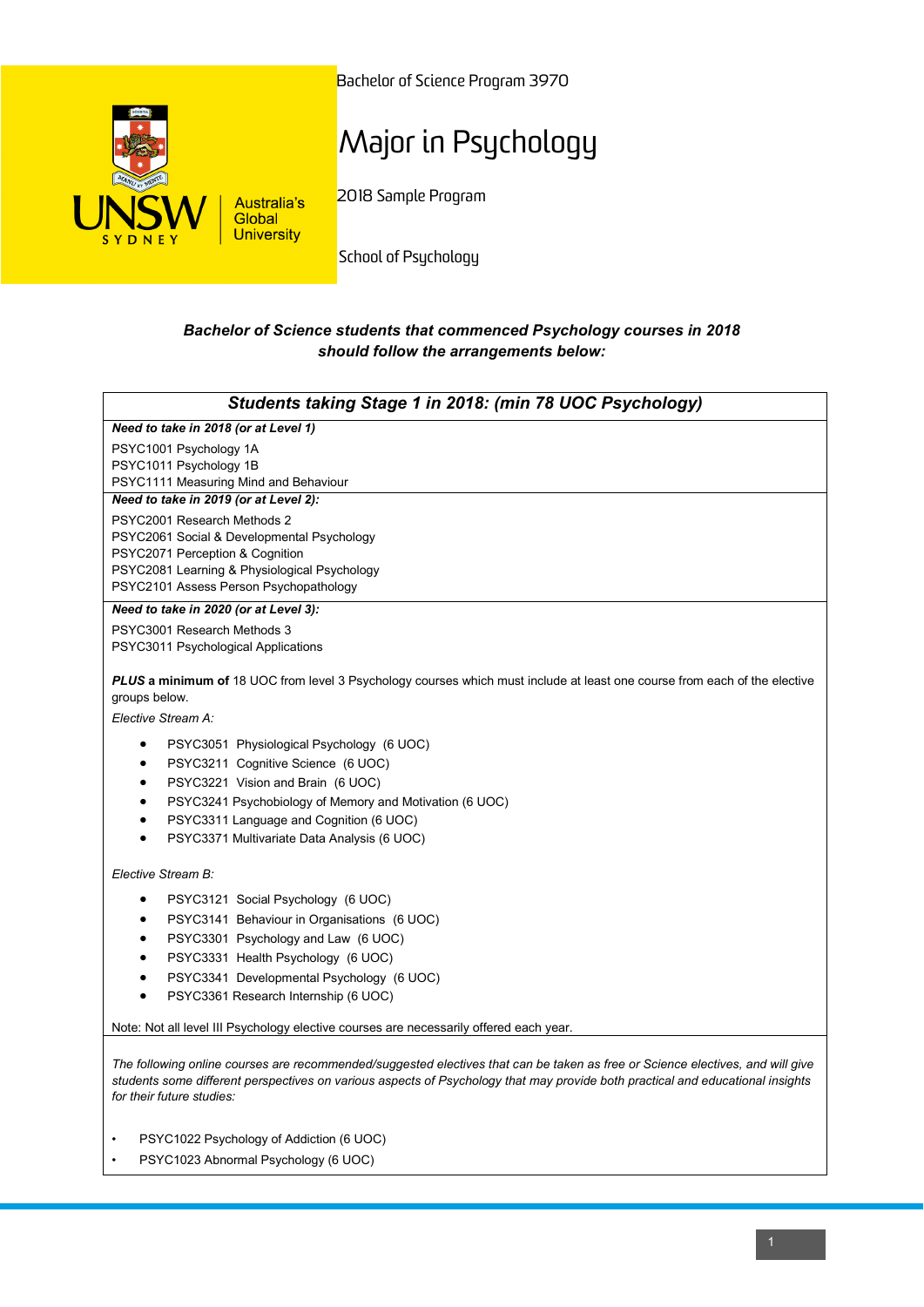UNSW SYDNEY Australia's Global University

Bachelor of Science Program 3970

# Major in Psychology

2018 Sample Program

School of Psychology

***Bachelor of Science students that commenced Psychology courses in 2018 should follow the arrangements below:***

## *Students taking Stage 1 in 2018: (min 78 UOC Psychology)*

***Need to take in 2018 (or at Level 1)***

PSYC1001 Psychology 1A
PSYC1011 Psychology 1B
PSYC1111 Measuring Mind and Behaviour

***Need to take in 2019 (or at Level 2):***

PSYC2001 Research Methods 2
PSYC2061 Social & Developmental Psychology
PSYC2071 Perception & Cognition
PSYC2081 Learning & Physiological Psychology
PSYC2101 Assess Person Psychopathology

***Need to take in 2020 (or at Level 3):***

PSYC3001 Research Methods 3
PSYC3011 Psychological Applications

***PLUS* a minimum of** 18 UOC from level 3 Psychology courses which must include at least one course from each of the elective groups below.

*Elective Stream A:*

- PSYC3051 Physiological Psychology (6 UOC)
- PSYC3211 Cognitive Science (6 UOC)
- PSYC3221 Vision and Brain (6 UOC)
- PSYC3241 Psychobiology of Memory and Motivation (6 UOC)
- PSYC3311 Language and Cognition (6 UOC)
- PSYC3371 Multivariate Data Analysis (6 UOC)

*Elective Stream B:*

- PSYC3121 Social Psychology (6 UOC)
- PSYC3141 Behaviour in Organisations (6 UOC)
- PSYC3301 Psychology and Law (6 UOC)
- PSYC3331 Health Psychology (6 UOC)
- PSYC3341 Developmental Psychology (6 UOC)
- PSYC3361 Research Internship (6 UOC)

Note: Not all level III Psychology elective courses are necessarily offered each year.

*The following online courses are recommended/suggested electives that can be taken as free or Science electives, and will give students some different perspectives on various aspects of Psychology that may provide both practical and educational insights for their future studies:*

- PSYC1022 Psychology of Addiction (6 UOC)
- PSYC1023 Abnormal Psychology (6 UOC)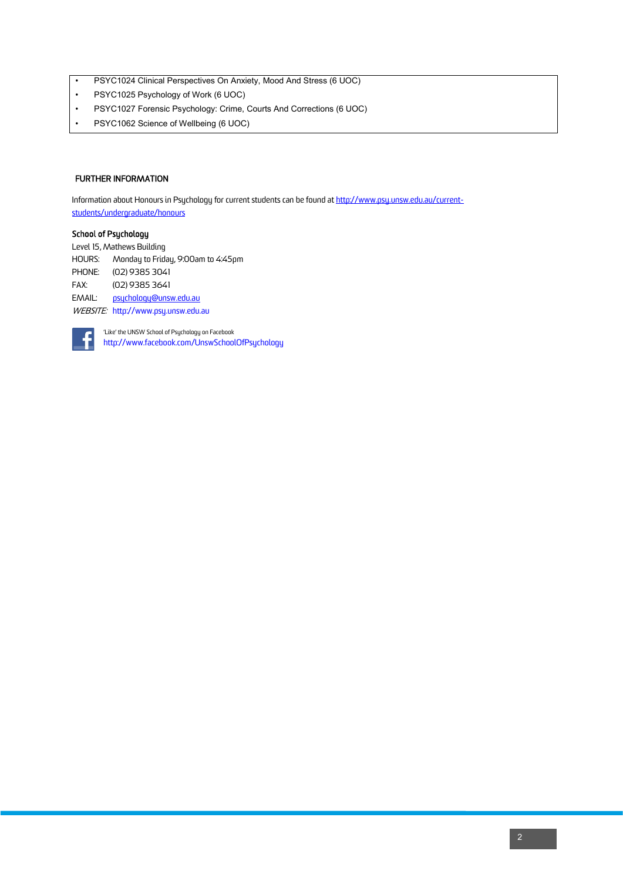- PSYC1024 Clinical Perspectives On Anxiety, Mood And Stress (6 UOC)
- PSYC1025 Psychology of Work (6 UOC)
- PSYC1027 Forensic Psychology: Crime, Courts And Corrections (6 UOC)
- PSYC1062 Science of Wellbeing (6 UOC)

## FURTHER INFORMATION

Information about Honours in Psychology for current students can be found at http://www.psy.unsw.edu.au/current-students/undergraduate/honours

**School of Psychology**
Level 15, Mathews Building
HOURS: Monday to Friday, 9:00am to 4:45pm
PHONE: (02) 9385 3041
FAX: (02) 9385 3641
EMAIL: psychology@unsw.edu.au
*WEBSITE:* http://www.psy.unsw.edu.au

'Like' the UNSW School of Psychology on Facebook
http://www.facebook.com/UnswSchoolOfPsychology